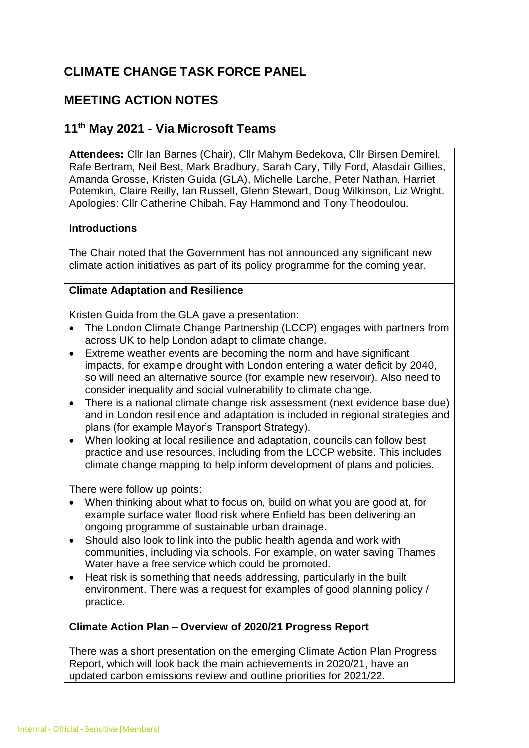# CLIMATE CHANGE TASK FORCE PANEL

## MEETING ACTION NOTES

## 11th May 2021 - Via Microsoft Teams

**Attendees:** Cllr Ian Barnes (Chair), Cllr Mahym Bedekova, Cllr Birsen Demirel, Rafe Bertram, Neil Best, Mark Bradbury, Sarah Cary, Tilly Ford, Alasdair Gillies, Amanda Grosse, Kristen Guida (GLA), Michelle Larche, Peter Nathan, Harriet Potemkin, Claire Reilly, Ian Russell, Glenn Stewart, Doug Wilkinson, Liz Wright. Apologies: Cllr Catherine Chibah, Fay Hammond and Tony Theodoulou.

**Introductions**

The Chair noted that the Government has not announced any significant new climate action initiatives as part of its policy programme for the coming year.

**Climate Adaptation and Resilience**

Kristen Guida from the GLA gave a presentation:

- The London Climate Change Partnership (LCCP) engages with partners from across UK to help London adapt to climate change.
- Extreme weather events are becoming the norm and have significant impacts, for example drought with London entering a water deficit by 2040, so will need an alternative source (for example new reservoir). Also need to consider inequality and social vulnerability to climate change.
- There is a national climate change risk assessment (next evidence base due) and in London resilience and adaptation is included in regional strategies and plans (for example Mayor's Transport Strategy).
- When looking at local resilience and adaptation, councils can follow best practice and use resources, including from the LCCP website. This includes climate change mapping to help inform development of plans and policies.

There were follow up points:

- When thinking about what to focus on, build on what you are good at, for example surface water flood risk where Enfield has been delivering an ongoing programme of sustainable urban drainage.
- Should also look to link into the public health agenda and work with communities, including via schools. For example, on water saving Thames Water have a free service which could be promoted.
- Heat risk is something that needs addressing, particularly in the built environment. There was a request for examples of good planning policy / practice.

**Climate Action Plan – Overview of 2020/21 Progress Report**

There was a short presentation on the emerging Climate Action Plan Progress Report, which will look back the main achievements in 2020/21, have an updated carbon emissions review and outline priorities for 2021/22.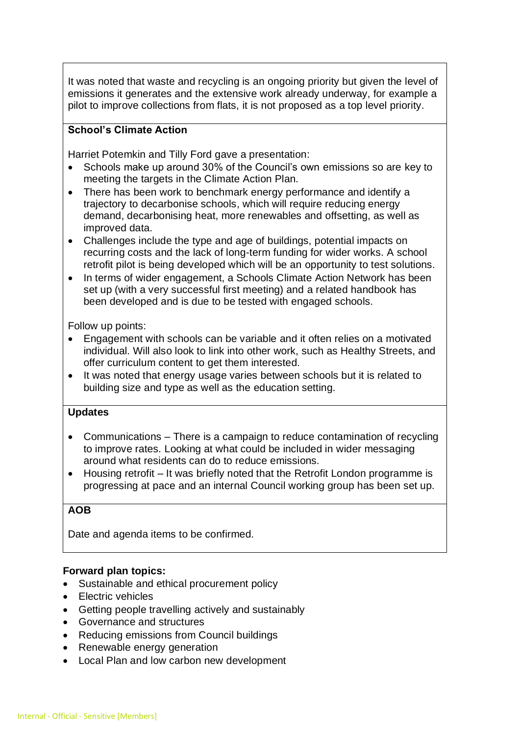It was noted that waste and recycling is an ongoing priority but given the level of emissions it generates and the extensive work already underway, for example a pilot to improve collections from flats, it is not proposed as a top level priority.

**School's Climate Action**

Harriet Potemkin and Tilly Ford gave a presentation:

- Schools make up around 30% of the Council's own emissions so are key to meeting the targets in the Climate Action Plan.
- There has been work to benchmark energy performance and identify a trajectory to decarbonise schools, which will require reducing energy demand, decarbonising heat, more renewables and offsetting, as well as improved data.
- Challenges include the type and age of buildings, potential impacts on recurring costs and the lack of long-term funding for wider works. A school retrofit pilot is being developed which will be an opportunity to test solutions.
- In terms of wider engagement, a Schools Climate Action Network has been set up (with a very successful first meeting) and a related handbook has been developed and is due to be tested with engaged schools.

Follow up points:

- Engagement with schools can be variable and it often relies on a motivated individual. Will also look to link into other work, such as Healthy Streets, and offer curriculum content to get them interested.
- It was noted that energy usage varies between schools but it is related to building size and type as well as the education setting.

**Updates**

- Communications – There is a campaign to reduce contamination of recycling to improve rates. Looking at what could be included in wider messaging around what residents can do to reduce emissions.
- Housing retrofit – It was briefly noted that the Retrofit London programme is progressing at pace and an internal Council working group has been set up.

**AOB**

Date and agenda items to be confirmed.

**Forward plan topics:**

- Sustainable and ethical procurement policy
- Electric vehicles
- Getting people travelling actively and sustainably
- Governance and structures
- Reducing emissions from Council buildings
- Renewable energy generation
- Local Plan and low carbon new development